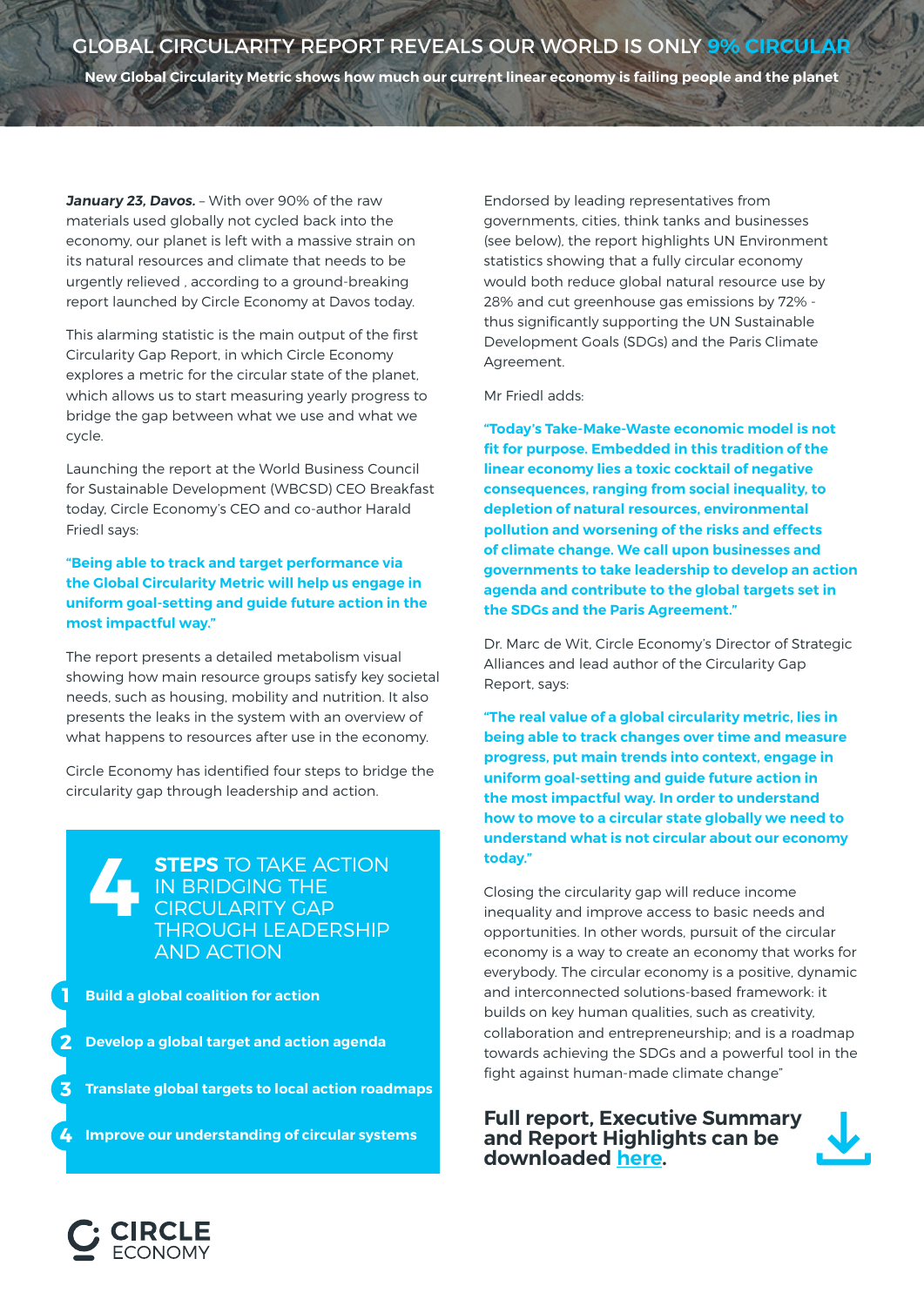# GLOBAL CIRCULARITY REPORT REVEALS OUR WORLD IS ONLY 9% CIRCULAR

**New Global Circularity Metric shows how much our current linear economy is failing people and the planet**

***January 23, Davos.*** – With over 90% of the raw materials used globally not cycled back into the economy, our planet is left with a massive strain on its natural resources and climate that needs to be urgently relieved , according to a ground-breaking report launched by Circle Economy at Davos today.

This alarming statistic is the main output of the first Circularity Gap Report, in which Circle Economy explores a metric for the circular state of the planet, which allows us to start measuring yearly progress to bridge the gap between what we use and what we cycle.

Launching the report at the World Business Council for Sustainable Development (WBCSD) CEO Breakfast today, Circle Economy's CEO and co-author Harald Friedl says:

**"Being able to track and target performance via the Global Circularity Metric will help us engage in uniform goal-setting and guide future action in the most impactful way."**

The report presents a detailed metabolism visual showing how main resource groups satisfy key societal needs, such as housing, mobility and nutrition. It also presents the leaks in the system with an overview of what happens to resources after use in the economy.

Circle Economy has identified four steps to bridge the circularity gap through leadership and action.

## 4 STEPS TO TAKE ACTION IN BRIDGING THE CIRCULARITY GAP THROUGH LEADERSHIP AND ACTION

1. **Build a global coalition for action**
2. **Develop a global target and action agenda**
3. **Translate global targets to local action roadmaps**
4. **Improve our understanding of circular systems**

Endorsed by leading representatives from governments, cities, think tanks and businesses (see below), the report highlights UN Environment statistics showing that a fully circular economy would both reduce global natural resource use by 28% and cut greenhouse gas emissions by 72% - thus significantly supporting the UN Sustainable Development Goals (SDGs) and the Paris Climate Agreement.

Mr Friedl adds:

**"Today's Take-Make-Waste economic model is not fit for purpose. Embedded in this tradition of the linear economy lies a toxic cocktail of negative consequences, ranging from social inequality, to depletion of natural resources, environmental pollution and worsening of the risks and effects of climate change. We call upon businesses and governments to take leadership to develop an action agenda and contribute to the global targets set in the SDGs and the Paris Agreement."**

Dr. Marc de Wit, Circle Economy's Director of Strategic Alliances and lead author of the Circularity Gap Report, says:

**"The real value of a global circularity metric, lies in being able to track changes over time and measure progress, put main trends into context, engage in uniform goal-setting and guide future action in the most impactful way. In order to understand how to move to a circular state globally we need to understand what is not circular about our economy today."**

Closing the circularity gap will reduce income inequality and improve access to basic needs and opportunities. In other words, pursuit of the circular economy is a way to create an economy that works for everybody. The circular economy is a positive, dynamic and interconnected solutions-based framework: it builds on key human qualities, such as creativity, collaboration and entrepreneurship; and is a roadmap towards achieving the SDGs and a powerful tool in the fight against human-made climate change"

## Full report, Executive Summary and Report Highlights can be downloaded here.

CIRCLE ECONOMY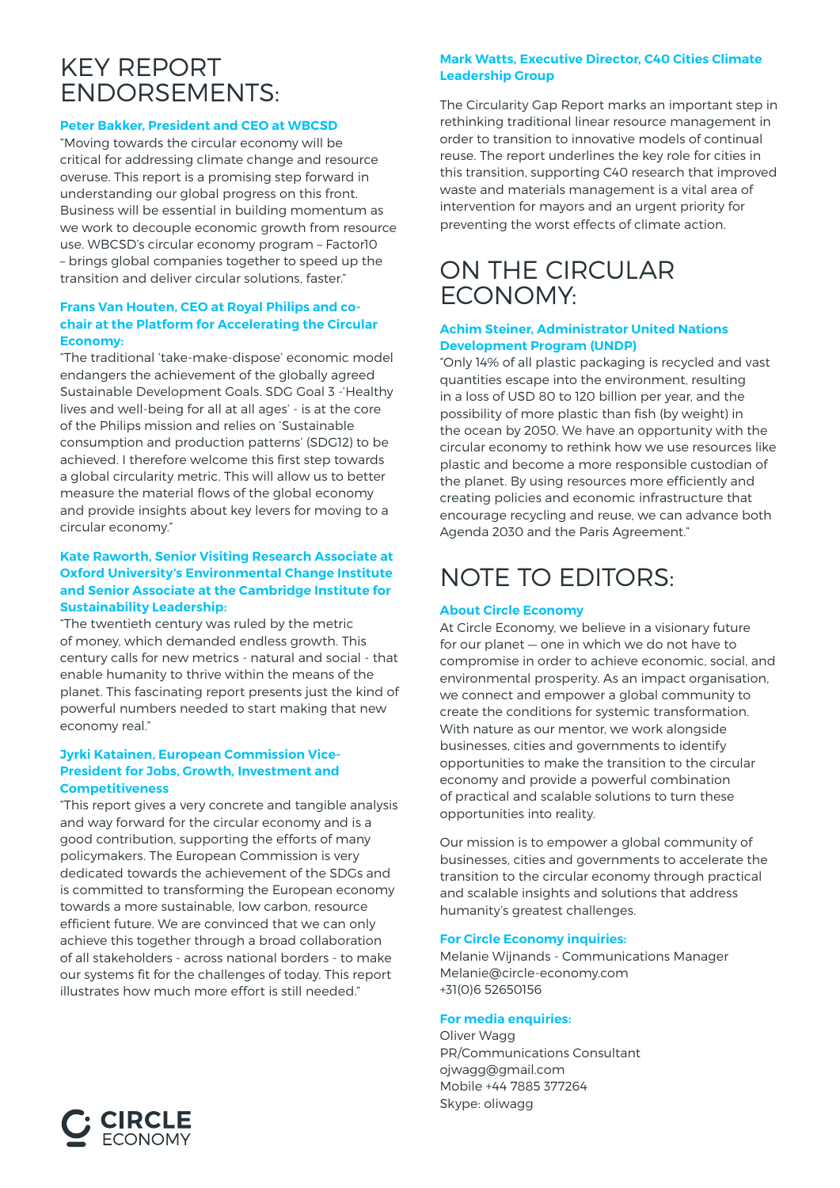# KEY REPORT ENDORSEMENTS:

**Peter Bakker, President and CEO at WBCSD**

"Moving towards the circular economy will be critical for addressing climate change and resource overuse. This report is a promising step forward in understanding our global progress on this front. Business will be essential in building momentum as we work to decouple economic growth from resource use. WBCSD's circular economy program – Factor10 – brings global companies together to speed up the transition and deliver circular solutions, faster."

**Frans Van Houten, CEO at Royal Philips and co-chair at the Platform for Accelerating the Circular Economy:**

"The traditional 'take-make-dispose' economic model endangers the achievement of the globally agreed Sustainable Development Goals. SDG Goal 3 -'Healthy lives and well-being for all at all ages' - is at the core of the Philips mission and relies on 'Sustainable consumption and production patterns' (SDG12) to be achieved. I therefore welcome this first step towards a global circularity metric. This will allow us to better measure the material flows of the global economy and provide insights about key levers for moving to a circular economy."

**Kate Raworth, Senior Visiting Research Associate at Oxford University's Environmental Change Institute and Senior Associate at the Cambridge Institute for Sustainability Leadership:**

"The twentieth century was ruled by the metric of money, which demanded endless growth. This century calls for new metrics - natural and social - that enable humanity to thrive within the means of the planet. This fascinating report presents just the kind of powerful numbers needed to start making that new economy real."

**Jyrki Katainen, European Commission Vice-President for Jobs, Growth, Investment and Competitiveness**

"This report gives a very concrete and tangible analysis and way forward for the circular economy and is a good contribution, supporting the efforts of many policymakers. The European Commission is very dedicated towards the achievement of the SDGs and is committed to transforming the European economy towards a more sustainable, low carbon, resource efficient future. We are convinced that we can only achieve this together through a broad collaboration of all stakeholders - across national borders - to make our systems fit for the challenges of today. This report illustrates how much more effort is still needed."

**Mark Watts, Executive Director, C40 Cities Climate Leadership Group**

The Circularity Gap Report marks an important step in rethinking traditional linear resource management in order to transition to innovative models of continual reuse. The report underlines the key role for cities in this transition, supporting C40 research that improved waste and materials management is a vital area of intervention for mayors and an urgent priority for preventing the worst effects of climate action.

# ON THE CIRCULAR ECONOMY:

**Achim Steiner, Administrator United Nations Development Program (UNDP)**

"Only 14% of all plastic packaging is recycled and vast quantities escape into the environment, resulting in a loss of USD 80 to 120 billion per year, and the possibility of more plastic than fish (by weight) in the ocean by 2050. We have an opportunity with the circular economy to rethink how we use resources like plastic and become a more responsible custodian of the planet. By using resources more efficiently and creating policies and economic infrastructure that encourage recycling and reuse, we can advance both Agenda 2030 and the Paris Agreement."

# NOTE TO EDITORS:

**About Circle Economy**

At Circle Economy, we believe in a visionary future for our planet — one in which we do not have to compromise in order to achieve economic, social, and environmental prosperity. As an impact organisation, we connect and empower a global community to create the conditions for systemic transformation. With nature as our mentor, we work alongside businesses, cities and governments to identify opportunities to make the transition to the circular economy and provide a powerful combination of practical and scalable solutions to turn these opportunities into reality.

Our mission is to empower a global community of businesses, cities and governments to accelerate the transition to the circular economy through practical and scalable insights and solutions that address humanity's greatest challenges.

**For Circle Economy inquiries:**

Melanie Wijnands - Communications Manager
Melanie@circle-economy.com
+31(0)6 52650156

**For media enquiries:**

Oliver Wagg
PR/Communications Consultant
ojwagg@gmail.com
Mobile +44 7885 377264
Skype: oliwagg

CIRCLE ECONOMY